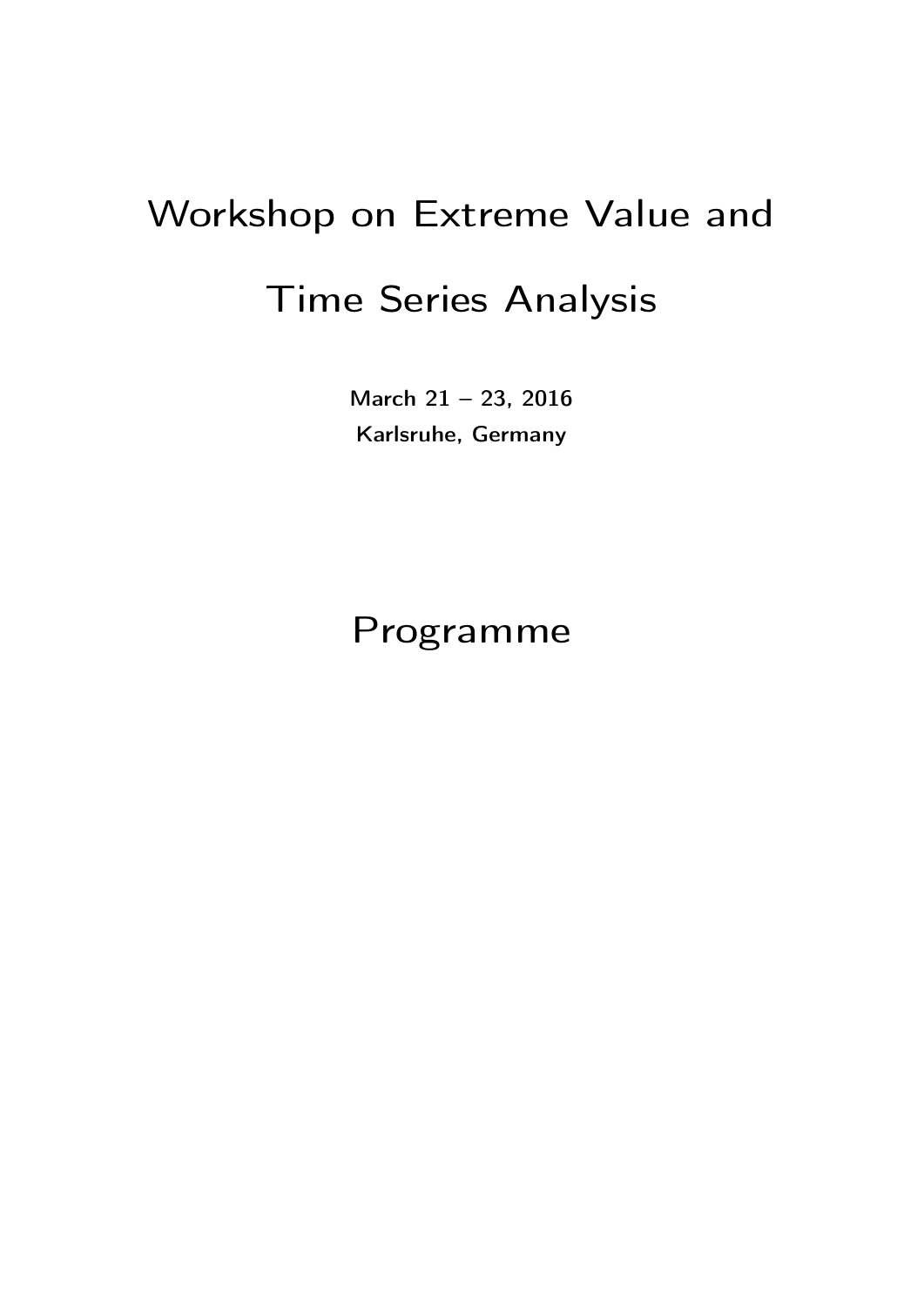# Workshop on Extreme Value and Time Series Analysis

**March 21 – 23, 2016**
**Karlsruhe, Germany**

# Programme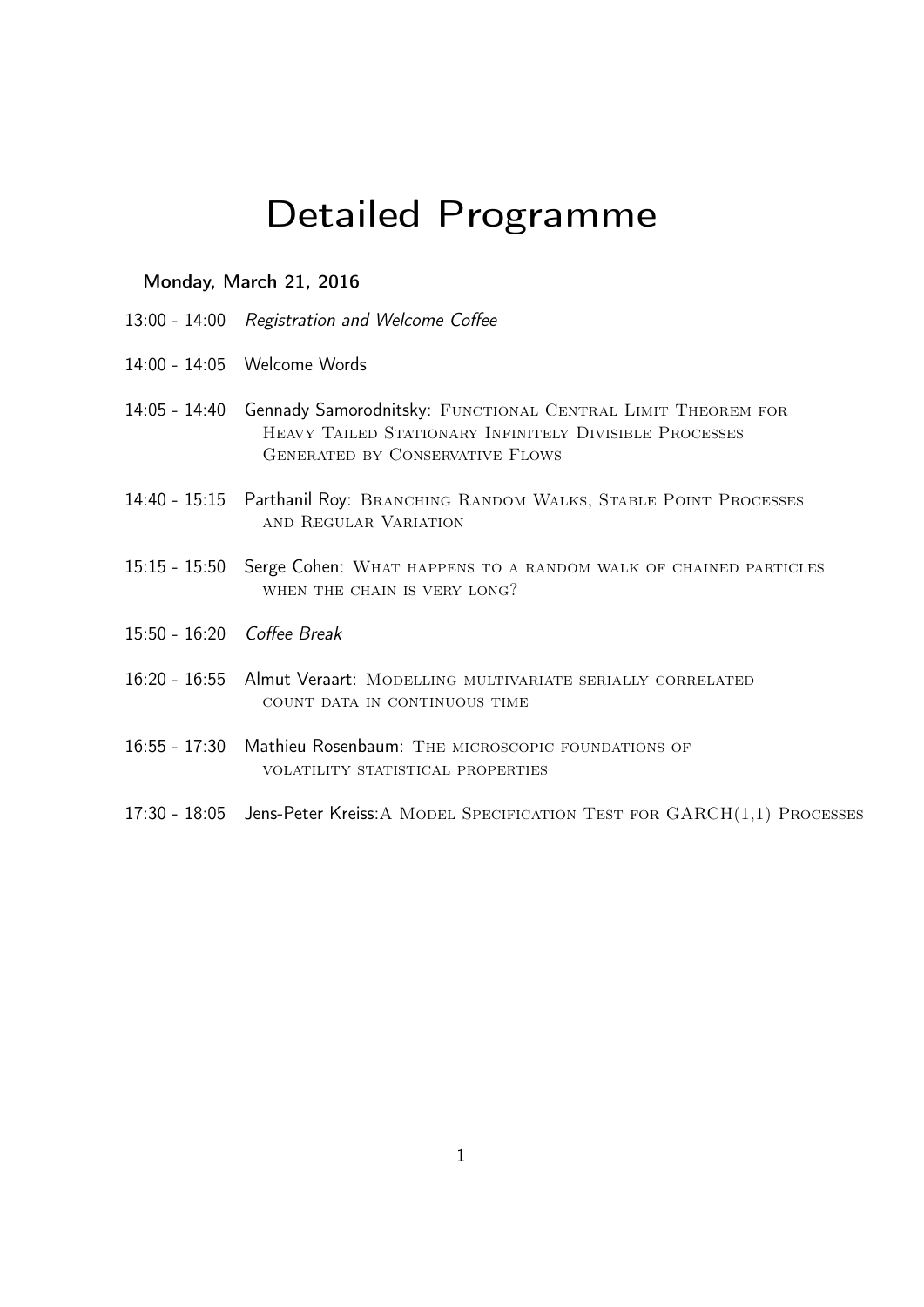# Detailed Programme

### Monday, March 21, 2016

13:00 - 14:00 *Registration and Welcome Coffee*

14:00 - 14:05 Welcome Words

14:05 - 14:40 Gennady Samorodnitsky: Functional Central Limit Theorem for Heavy Tailed Stationary Infinitely Divisible Processes Generated by Conservative Flows

14:40 - 15:15 Parthanil Roy: Branching Random Walks, Stable Point Processes and Regular Variation

15:15 - 15:50 Serge Cohen: What happens to a random walk of chained particles when the chain is very long?

15:50 - 16:20 *Coffee Break*

16:20 - 16:55 Almut Veraart: Modelling multivariate serially correlated count data in continuous time

16:55 - 17:30 Mathieu Rosenbaum: The microscopic foundations of volatility statistical properties

17:30 - 18:05 Jens-Peter Kreiss:A Model Specification Test for GARCH(1,1) Processes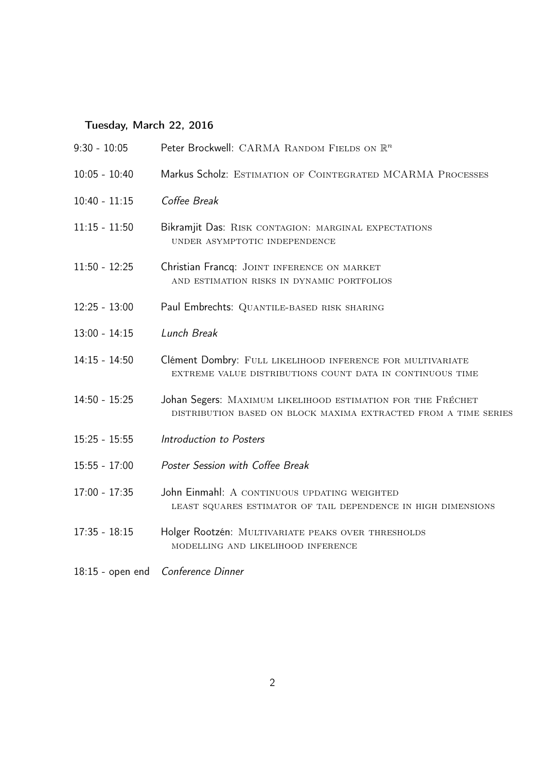## Tuesday, March 22, 2016

| | |
|---|---|
| 9:30 - 10:05 | Peter Brockwell: CARMA Random Fields on $\mathbb{R}^n$ |
| 10:05 - 10:40 | Markus Scholz: Estimation of Cointegrated MCARMA Processes |
| 10:40 - 11:15 | *Coffee Break* |
| 11:15 - 11:50 | Bikramjit Das: Risk contagion: marginal expectations under asymptotic independence |
| 11:50 - 12:25 | Christian Francq: Joint inference on market and estimation risks in dynamic portfolios |
| 12:25 - 13:00 | Paul Embrechts: Quantile-based risk sharing |
| 13:00 - 14:15 | *Lunch Break* |
| 14:15 - 14:50 | Clément Dombry: Full likelihood inference for multivariate extreme value distributions count data in continuous time |
| 14:50 - 15:25 | Johan Segers: Maximum likelihood estimation for the Fréchet distribution based on block maxima extracted from a time series |
| 15:25 - 15:55 | *Introduction to Posters* |
| 15:55 - 17:00 | *Poster Session with Coffee Break* |
| 17:00 - 17:35 | John Einmahl: A continuous updating weighted least squares estimator of tail dependence in high dimensions |
| 17:35 - 18:15 | Holger Rootzén: Multivariate peaks over thresholds modelling and likelihood inference |
| 18:15 - open end | *Conference Dinner* |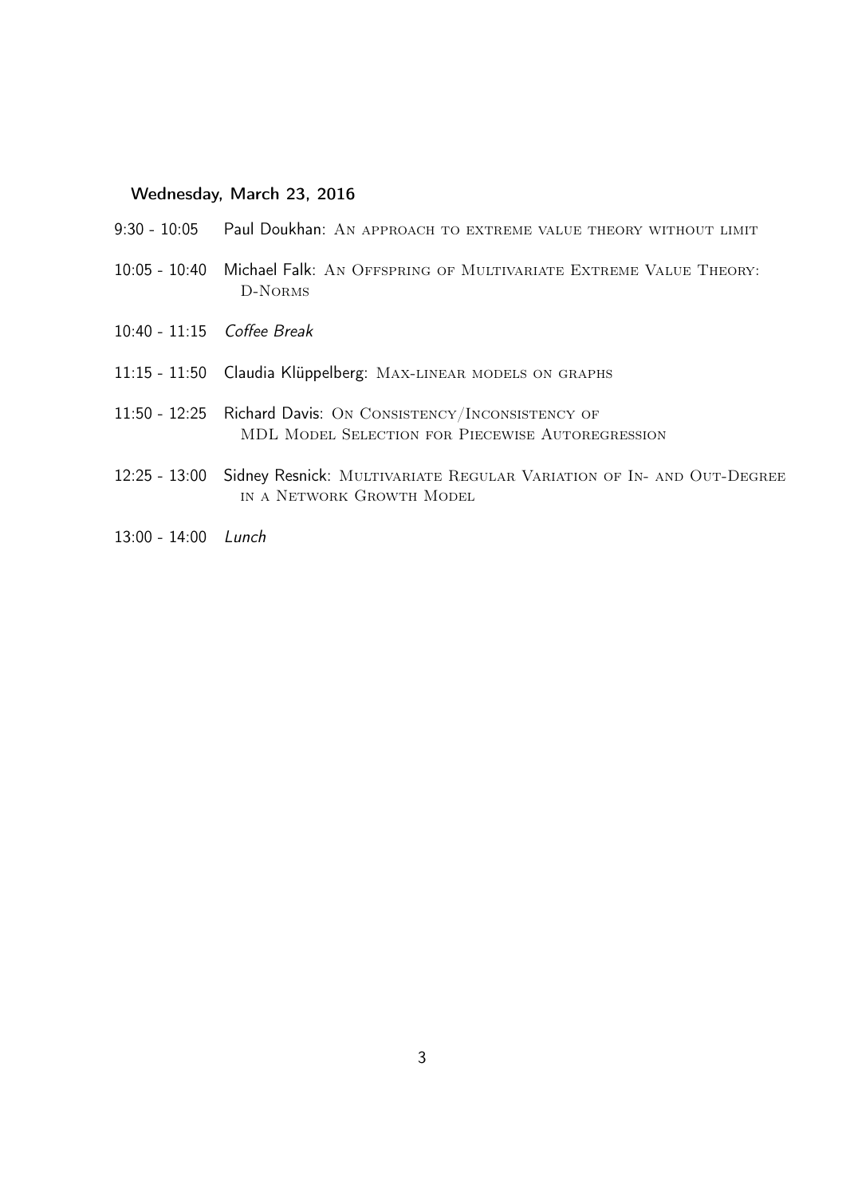### Wednesday, March 23, 2016

- 9:30 - 10:05 Paul Doukhan: An approach to extreme value theory without limit
- 10:05 - 10:40 Michael Falk: An Offspring of Multivariate Extreme Value Theory: D-Norms
- 10:40 - 11:15 *Coffee Break*
- 11:15 - 11:50 Claudia Klüppelberg: Max-linear models on graphs
- 11:50 - 12:25 Richard Davis: On Consistency/Inconsistency of MDL Model Selection for Piecewise Autoregression
- 12:25 - 13:00 Sidney Resnick: Multivariate Regular Variation of In- and Out-Degree in a Network Growth Model
- 13:00 - 14:00 *Lunch*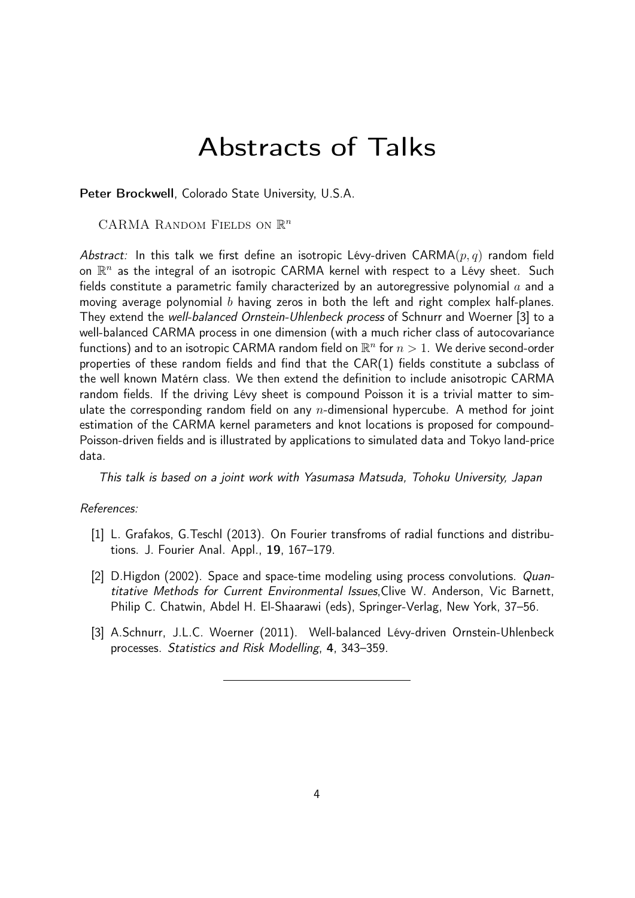# Abstracts of Talks

**Peter Brockwell**, Colorado State University, U.S.A.

CARMA Random Fields on $\mathbb{R}^n$

*Abstract:* In this talk we first define an isotropic Lévy-driven CARMA$(p, q)$ random field on $\mathbb{R}^n$ as the integral of an isotropic CARMA kernel with respect to a Lévy sheet. Such fields constitute a parametric family characterized by an autoregressive polynomial $a$ and a moving average polynomial $b$ having zeros in both the left and right complex half-planes. They extend the *well-balanced Ornstein-Uhlenbeck process* of Schnurr and Woerner [3] to a well-balanced CARMA process in one dimension (with a much richer class of autocovariance functions) and to an isotropic CARMA random field on $\mathbb{R}^n$ for $n > 1$. We derive second-order properties of these random fields and find that the CAR(1) fields constitute a subclass of the well known Matérn class. We then extend the definition to include anisotropic CARMA random fields. If the driving Lévy sheet is compound Poisson it is a trivial matter to simulate the corresponding random field on any $n$-dimensional hypercube. A method for joint estimation of the CARMA kernel parameters and knot locations is proposed for compound-Poisson-driven fields and is illustrated by applications to simulated data and Tokyo land-price data.

*This talk is based on a joint work with Yasumasa Matsuda, Tohoku University, Japan*

*References:*

[1] L. Grafakos, G.Teschl (2013). On Fourier transfroms of radial functions and distributions. J. Fourier Anal. Appl., **19**, 167–179.

[2] D.Higdon (2002). Space and space-time modeling using process convolutions. *Quantitative Methods for Current Environmental Issues*,Clive W. Anderson, Vic Barnett, Philip C. Chatwin, Abdel H. El-Shaarawi (eds), Springer-Verlag, New York, 37–56.

[3] A.Schnurr, J.L.C. Woerner (2011). Well-balanced Lévy-driven Ornstein-Uhlenbeck processes. *Statistics and Risk Modelling*, **4**, 343–359.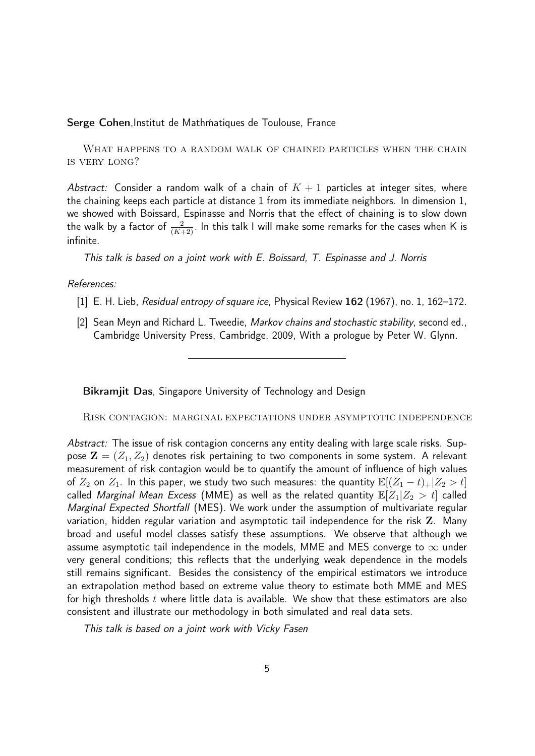**Serge Cohen**,Institut de Mathm̆atiques de Toulouse, France

What happens to a random walk of chained particles when the chain is very long?

*Abstract:* Consider a random walk of a chain of $K+1$ particles at integer sites, where the chaining keeps each particle at distance 1 from its immediate neighbors. In dimension 1, we showed with Boissard, Espinasse and Norris that the effect of chaining is to slow down the walk by a factor of $\frac{2}{(K+2)}$. In this talk I will make some remarks for the cases when K is infinite.

*This talk is based on a joint work with E. Boissard, T. Espinasse and J. Norris*

*References:*

[1] E. H. Lieb, *Residual entropy of square ice*, Physical Review **162** (1967), no. 1, 162–172.

[2] Sean Meyn and Richard L. Tweedie, *Markov chains and stochastic stability*, second ed., Cambridge University Press, Cambridge, 2009, With a prologue by Peter W. Glynn.

---

**Bikramjit Das**, Singapore University of Technology and Design

Risk contagion: marginal expectations under asymptotic independence

*Abstract:* The issue of risk contagion concerns any entity dealing with large scale risks. Suppose $\mathbf{Z} = (Z_1, Z_2)$ denotes risk pertaining to two components in some system. A relevant measurement of risk contagion would be to quantify the amount of influence of high values of $Z_2$ on $Z_1$. In this paper, we study two such measures: the quantity $\mathbb{E}[(Z_1 - t)_+ | Z_2 > t]$ called *Marginal Mean Excess* (MME) as well as the related quantity $\mathbb{E}[Z_1 | Z_2 > t]$ called *Marginal Expected Shortfall* (MES). We work under the assumption of multivariate regular variation, hidden regular variation and asymptotic tail independence for the risk $\mathbf{Z}$. Many broad and useful model classes satisfy these assumptions. We observe that although we assume asymptotic tail independence in the models, MME and MES converge to $\infty$ under very general conditions; this reflects that the underlying weak dependence in the models still remains significant. Besides the consistency of the empirical estimators we introduce an extrapolation method based on extreme value theory to estimate both MME and MES for high thresholds $t$ where little data is available. We show that these estimators are also consistent and illustrate our methodology in both simulated and real data sets.

*This talk is based on a joint work with Vicky Fasen*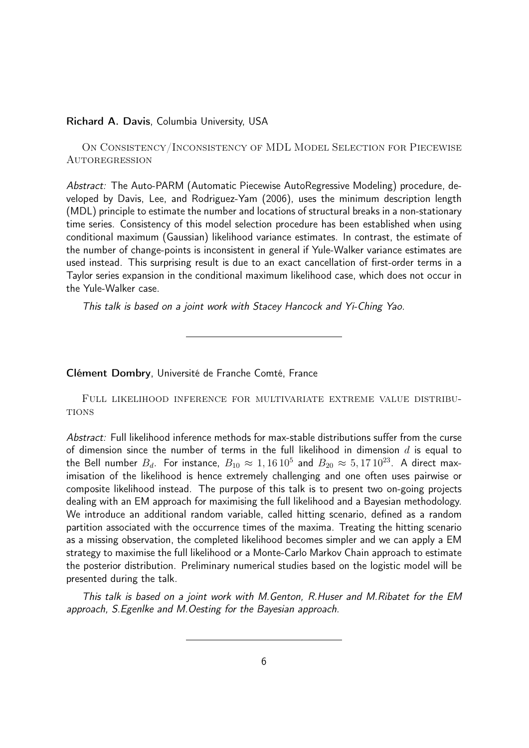**Richard A. Davis**, Columbia University, USA

On Consistency/Inconsistency of MDL Model Selection for Piecewise Autoregression

*Abstract:* The Auto-PARM (Automatic Piecewise AutoRegressive Modeling) procedure, developed by Davis, Lee, and Rodriguez-Yam (2006), uses the minimum description length (MDL) principle to estimate the number and locations of structural breaks in a non-stationary time series. Consistency of this model selection procedure has been established when using conditional maximum (Gaussian) likelihood variance estimates. In contrast, the estimate of the number of change-points is inconsistent in general if Yule-Walker variance estimates are used instead. This surprising result is due to an exact cancellation of first-order terms in a Taylor series expansion in the conditional maximum likelihood case, which does not occur in the Yule-Walker case.

*This talk is based on a joint work with Stacey Hancock and Yi-Ching Yao.*

---

**Clément Dombry**, Université de Franche Comté, France

Full likelihood inference for multivariate extreme value distributions

*Abstract:* Full likelihood inference methods for max-stable distributions suffer from the curse of dimension since the number of terms in the full likelihood in dimension $d$ is equal to the Bell number $B_d$. For instance, $B_{10} \approx 1,16\,10^5$ and $B_{20} \approx 5,17\,10^{23}$. A direct maximisation of the likelihood is hence extremely challenging and one often uses pairwise or composite likelihood instead. The purpose of this talk is to present two on-going projects dealing with an EM approach for maximising the full likelihood and a Bayesian methodology. We introduce an additional random variable, called hitting scenario, defined as a random partition associated with the occurrence times of the maxima. Treating the hitting scenario as a missing observation, the completed likelihood becomes simpler and we can apply a EM strategy to maximise the full likelihood or a Monte-Carlo Markov Chain approach to estimate the posterior distribution. Preliminary numerical studies based on the logistic model will be presented during the talk.

*This talk is based on a joint work with M.Genton, R.Huser and M.Ribatet for the EM approach, S.Egenlke and M.Oesting for the Bayesian approach.*

---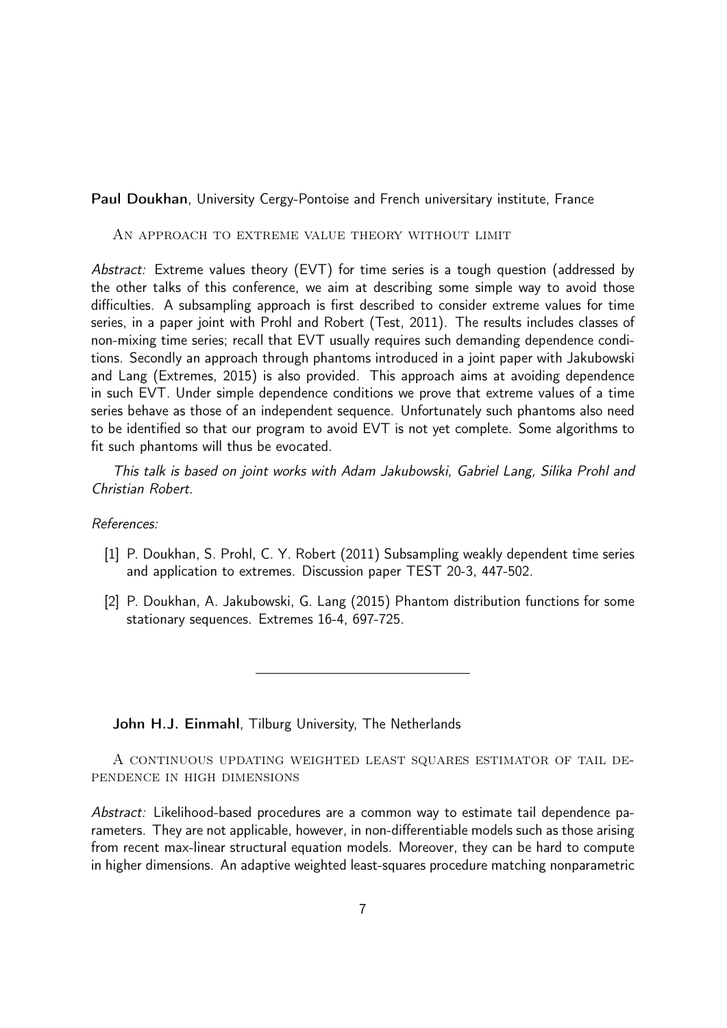**Paul Doukhan**, University Cergy-Pontoise and French universitary institute, France

An approach to extreme value theory without limit

*Abstract:* Extreme values theory (EVT) for time series is a tough question (addressed by the other talks of this conference, we aim at describing some simple way to avoid those difficulties. A subsampling approach is first described to consider extreme values for time series, in a paper joint with Prohl and Robert (Test, 2011). The results includes classes of non-mixing time series; recall that EVT usually requires such demanding dependence conditions. Secondly an approach through phantoms introduced in a joint paper with Jakubowski and Lang (Extremes, 2015) is also provided. This approach aims at avoiding dependence in such EVT. Under simple dependence conditions we prove that extreme values of a time series behave as those of an independent sequence. Unfortunately such phantoms also need to be identified so that our program to avoid EVT is not yet complete. Some algorithms to fit such phantoms will thus be evocated.

*This talk is based on joint works with Adam Jakubowski, Gabriel Lang, Silika Prohl and Christian Robert.*

*References:*

[1] P. Doukhan, S. Prohl, C. Y. Robert (2011) Subsampling weakly dependent time series and application to extremes. Discussion paper TEST 20-3, 447-502.

[2] P. Doukhan, A. Jakubowski, G. Lang (2015) Phantom distribution functions for some stationary sequences. Extremes 16-4, 697-725.

---

**John H.J. Einmahl**, Tilburg University, The Netherlands

A continuous updating weighted least squares estimator of tail dependence in high dimensions

*Abstract:* Likelihood-based procedures are a common way to estimate tail dependence parameters. They are not applicable, however, in non-differentiable models such as those arising from recent max-linear structural equation models. Moreover, they can be hard to compute in higher dimensions. An adaptive weighted least-squares procedure matching nonparametric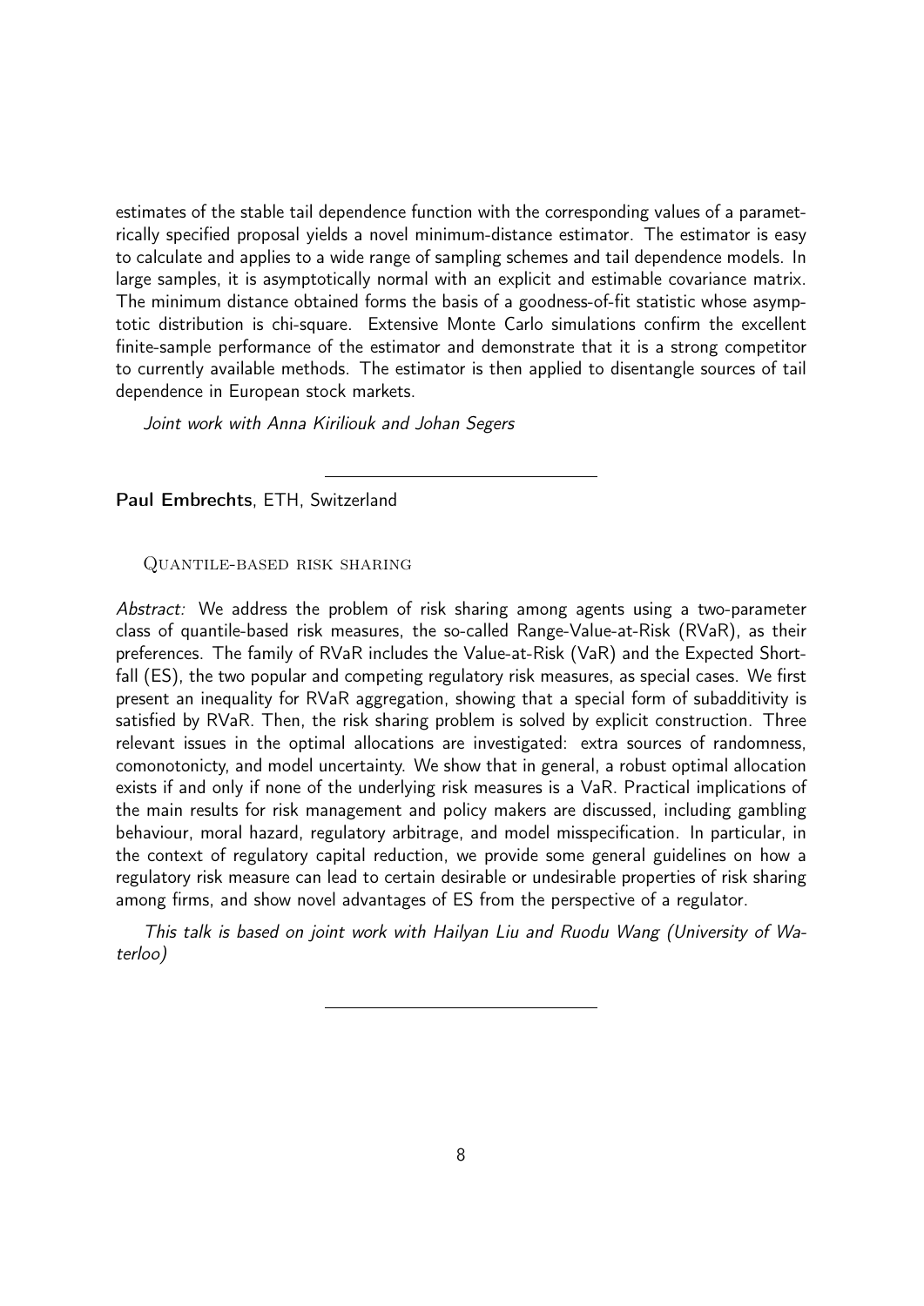estimates of the stable tail dependence function with the corresponding values of a parametrically specified proposal yields a novel minimum-distance estimator. The estimator is easy to calculate and applies to a wide range of sampling schemes and tail dependence models. In large samples, it is asymptotically normal with an explicit and estimable covariance matrix. The minimum distance obtained forms the basis of a goodness-of-fit statistic whose asymptotic distribution is chi-square. Extensive Monte Carlo simulations confirm the excellent finite-sample performance of the estimator and demonstrate that it is a strong competitor to currently available methods. The estimator is then applied to disentangle sources of tail dependence in European stock markets.

*Joint work with Anna Kiriliouk and Johan Segers*

---

**Paul Embrechts**, ETH, Switzerland

Quantile-based risk sharing

*Abstract:* We address the problem of risk sharing among agents using a two-parameter class of quantile-based risk measures, the so-called Range-Value-at-Risk (RVaR), as their preferences. The family of RVaR includes the Value-at-Risk (VaR) and the Expected Shortfall (ES), the two popular and competing regulatory risk measures, as special cases. We first present an inequality for RVaR aggregation, showing that a special form of subadditivity is satisfied by RVaR. Then, the risk sharing problem is solved by explicit construction. Three relevant issues in the optimal allocations are investigated: extra sources of randomness, comonotonicty, and model uncertainty. We show that in general, a robust optimal allocation exists if and only if none of the underlying risk measures is a VaR. Practical implications of the main results for risk management and policy makers are discussed, including gambling behaviour, moral hazard, regulatory arbitrage, and model misspecification. In particular, in the context of regulatory capital reduction, we provide some general guidelines on how a regulatory risk measure can lead to certain desirable or undesirable properties of risk sharing among firms, and show novel advantages of ES from the perspective of a regulator.

*This talk is based on joint work with Hailyan Liu and Ruodu Wang (University of Waterloo)*

---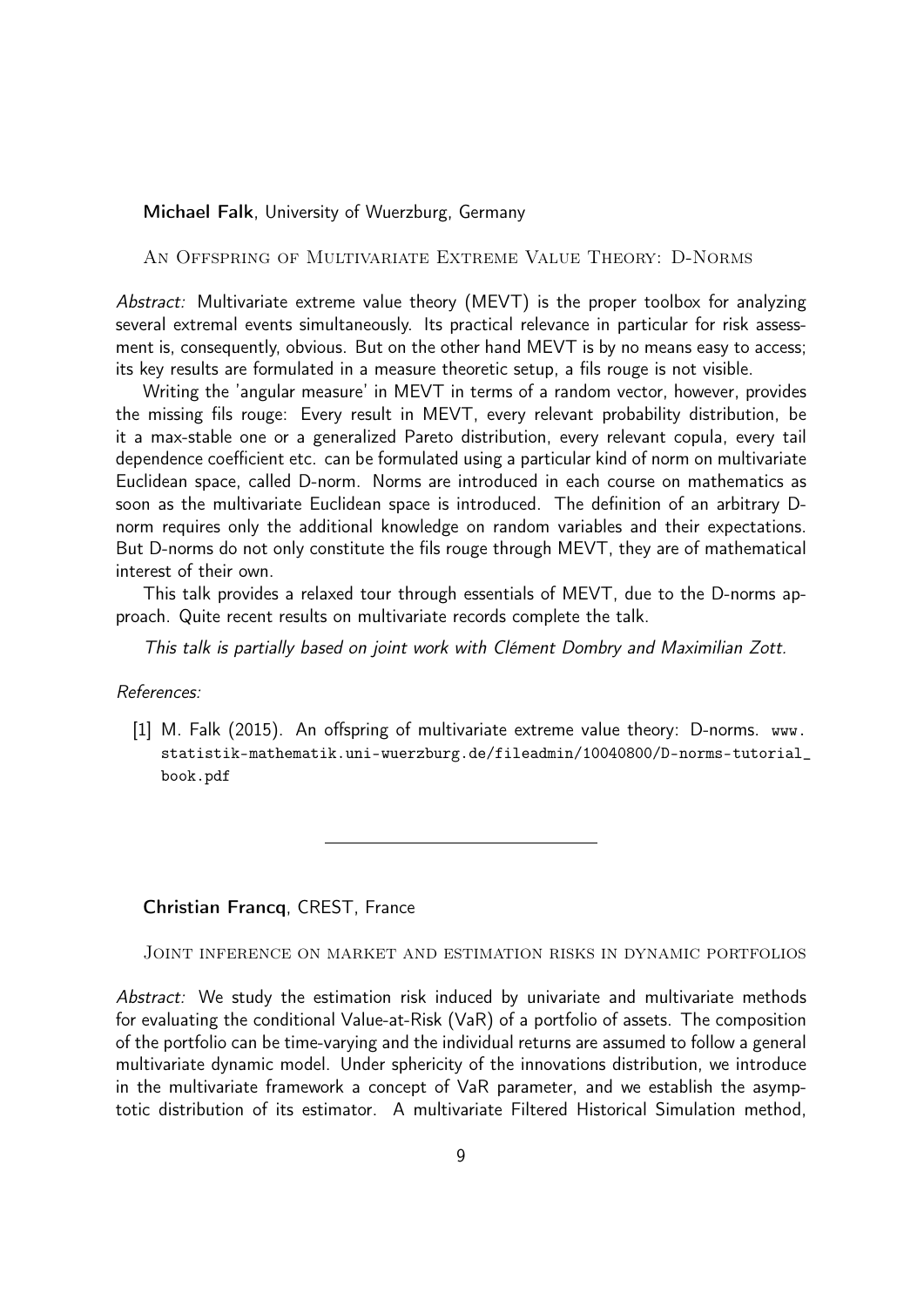**Michael Falk**, University of Wuerzburg, Germany

An Offspring of Multivariate Extreme Value Theory: D-Norms

*Abstract:* Multivariate extreme value theory (MEVT) is the proper toolbox for analyzing several extremal events simultaneously. Its practical relevance in particular for risk assessment is, consequently, obvious. But on the other hand MEVT is by no means easy to access; its key results are formulated in a measure theoretic setup, a fils rouge is not visible.

Writing the 'angular measure' in MEVT in terms of a random vector, however, provides the missing fils rouge: Every result in MEVT, every relevant probability distribution, be it a max-stable one or a generalized Pareto distribution, every relevant copula, every tail dependence coefficient etc. can be formulated using a particular kind of norm on multivariate Euclidean space, called D-norm. Norms are introduced in each course on mathematics as soon as the multivariate Euclidean space is introduced. The definition of an arbitrary D-norm requires only the additional knowledge on random variables and their expectations. But D-norms do not only constitute the fils rouge through MEVT, they are of mathematical interest of their own.

This talk provides a relaxed tour through essentials of MEVT, due to the D-norms approach. Quite recent results on multivariate records complete the talk.

*This talk is partially based on joint work with Clément Dombry and Maximilian Zott.*

*References:*

[1] M. Falk (2015). An offspring of multivariate extreme value theory: D-norms. www.statistik-mathematik.uni-wuerzburg.de/fileadmin/10040800/D-norms-tutorial_book.pdf

---

**Christian Francq**, CREST, France

Joint inference on market and estimation risks in dynamic portfolios

*Abstract:* We study the estimation risk induced by univariate and multivariate methods for evaluating the conditional Value-at-Risk (VaR) of a portfolio of assets. The composition of the portfolio can be time-varying and the individual returns are assumed to follow a general multivariate dynamic model. Under sphericity of the innovations distribution, we introduce in the multivariate framework a concept of VaR parameter, and we establish the asymptotic distribution of its estimator. A multivariate Filtered Historical Simulation method,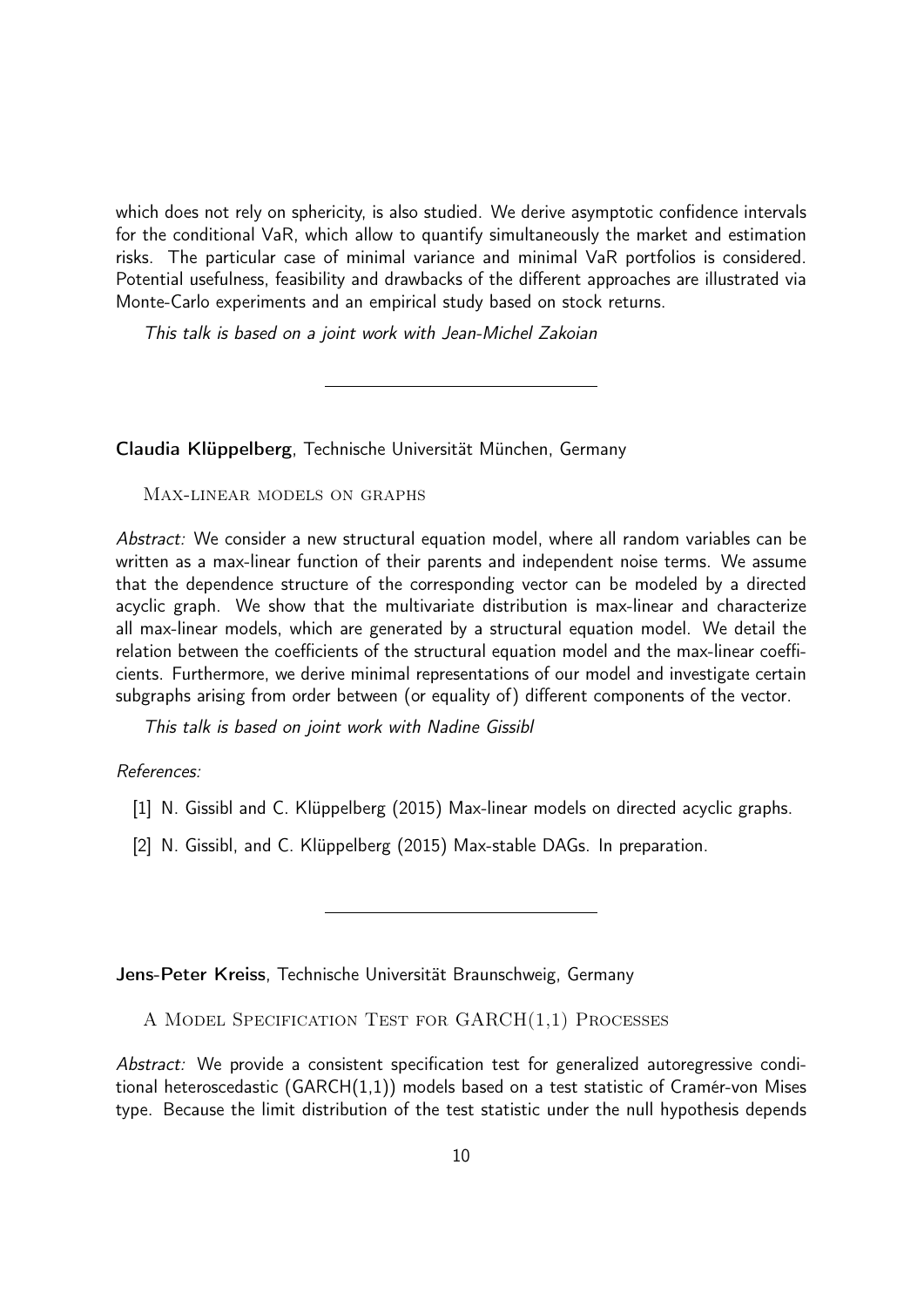which does not rely on sphericity, is also studied. We derive asymptotic confidence intervals for the conditional VaR, which allow to quantify simultaneously the market and estimation risks. The particular case of minimal variance and minimal VaR portfolios is considered. Potential usefulness, feasibility and drawbacks of the different approaches are illustrated via Monte-Carlo experiments and an empirical study based on stock returns.

*This talk is based on a joint work with Jean-Michel Zakoian*

---

**Claudia Klüppelberg**, Technische Universität München, Germany

Max-linear models on graphs

*Abstract:* We consider a new structural equation model, where all random variables can be written as a max-linear function of their parents and independent noise terms. We assume that the dependence structure of the corresponding vector can be modeled by a directed acyclic graph. We show that the multivariate distribution is max-linear and characterize all max-linear models, which are generated by a structural equation model. We detail the relation between the coefficients of the structural equation model and the max-linear coefficients. Furthermore, we derive minimal representations of our model and investigate certain subgraphs arising from order between (or equality of) different components of the vector.

*This talk is based on joint work with Nadine Gissibl*

*References:*

[1] N. Gissibl and C. Klüppelberg (2015) Max-linear models on directed acyclic graphs.

[2] N. Gissibl, and C. Klüppelberg (2015) Max-stable DAGs. In preparation.

---

**Jens-Peter Kreiss**, Technische Universität Braunschweig, Germany

A Model Specification Test for GARCH(1,1) Processes

*Abstract:* We provide a consistent specification test for generalized autoregressive conditional heteroscedastic (GARCH(1,1)) models based on a test statistic of Cramér-von Mises type. Because the limit distribution of the test statistic under the null hypothesis depends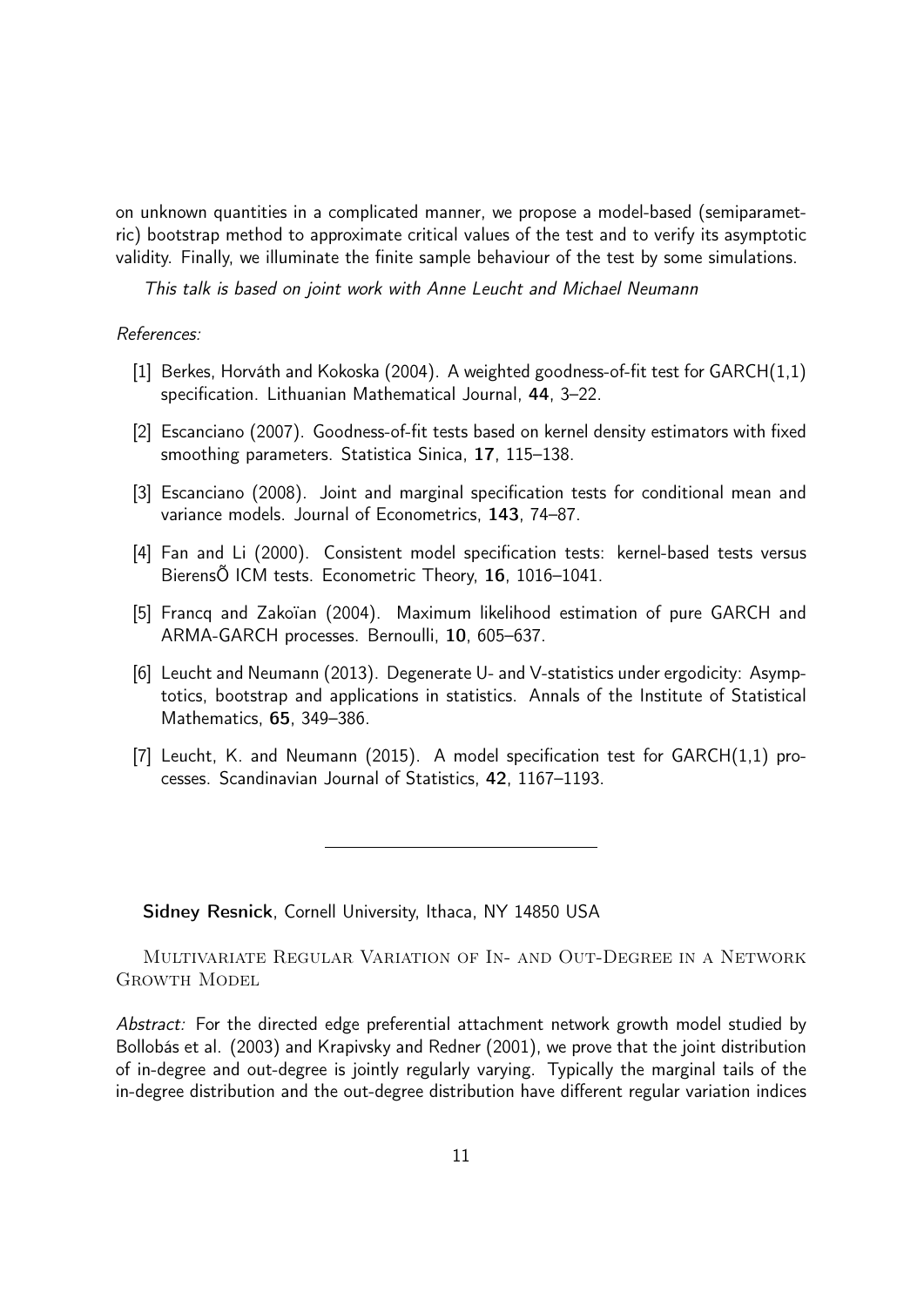on unknown quantities in a complicated manner, we propose a model-based (semiparametric) bootstrap method to approximate critical values of the test and to verify its asymptotic validity. Finally, we illuminate the finite sample behaviour of the test by some simulations.

*This talk is based on joint work with Anne Leucht and Michael Neumann*

*References:*

[1] Berkes, Horváth and Kokoska (2004). A weighted goodness-of-fit test for GARCH(1,1) specification. Lithuanian Mathematical Journal, **44**, 3–22.

[2] Escanciano (2007). Goodness-of-fit tests based on kernel density estimators with fixed smoothing parameters. Statistica Sinica, **17**, 115–138.

[3] Escanciano (2008). Joint and marginal specification tests for conditional mean and variance models. Journal of Econometrics, **143**, 74–87.

[4] Fan and Li (2000). Consistent model specification tests: kernel-based tests versus BierensÕ ICM tests. Econometric Theory, **16**, 1016–1041.

[5] Francq and Zakoïan (2004). Maximum likelihood estimation of pure GARCH and ARMA-GARCH processes. Bernoulli, **10**, 605–637.

[6] Leucht and Neumann (2013). Degenerate U- and V-statistics under ergodicity: Asymptotics, bootstrap and applications in statistics. Annals of the Institute of Statistical Mathematics, **65**, 349–386.

[7] Leucht, K. and Neumann (2015). A model specification test for GARCH(1,1) processes. Scandinavian Journal of Statistics, **42**, 1167–1193.

---

**Sidney Resnick**, Cornell University, Ithaca, NY 14850 USA

Multivariate Regular Variation of In- and Out-Degree in a Network Growth Model

*Abstract:* For the directed edge preferential attachment network growth model studied by Bollobás et al. (2003) and Krapivsky and Redner (2001), we prove that the joint distribution of in-degree and out-degree is jointly regularly varying. Typically the marginal tails of the in-degree distribution and the out-degree distribution have different regular variation indices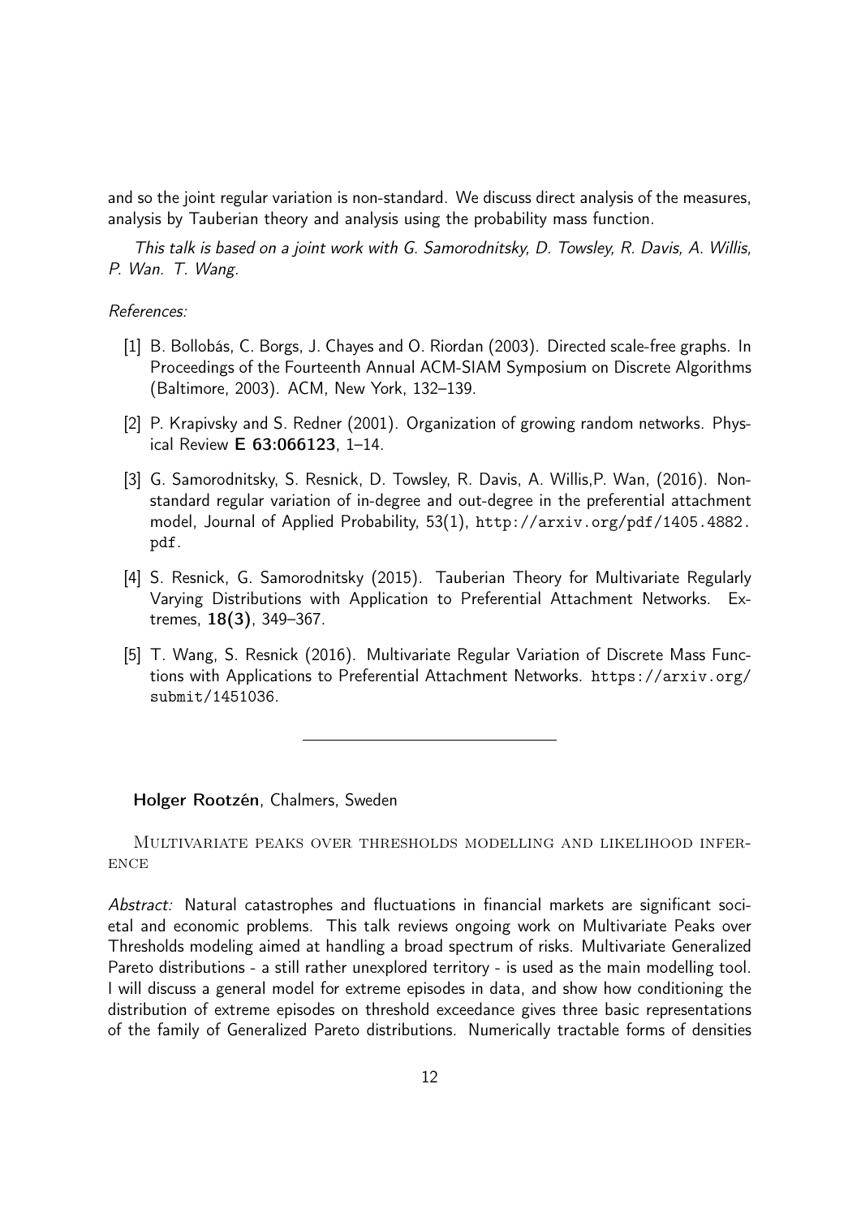and so the joint regular variation is non-standard. We discuss direct analysis of the measures, analysis by Tauberian theory and analysis using the probability mass function.

*This talk is based on a joint work with G. Samorodnitsky, D. Towsley, R. Davis, A. Willis, P. Wan. T. Wang.*

*References:*

[1] B. Bollobás, C. Borgs, J. Chayes and O. Riordan (2003). Directed scale-free graphs. In Proceedings of the Fourteenth Annual ACM-SIAM Symposium on Discrete Algorithms (Baltimore, 2003). ACM, New York, 132–139.

[2] P. Krapivsky and S. Redner (2001). Organization of growing random networks. Physical Review **E 63:066123**, 1–14.

[3] G. Samorodnitsky, S. Resnick, D. Towsley, R. Davis, A. Willis,P. Wan, (2016). Non-standard regular variation of in-degree and out-degree in the preferential attachment model, Journal of Applied Probability, 53(1), http://arxiv.org/pdf/1405.4882.pdf.

[4] S. Resnick, G. Samorodnitsky (2015). Tauberian Theory for Multivariate Regularly Varying Distributions with Application to Preferential Attachment Networks. Extremes, **18(3)**, 349–367.

[5] T. Wang, S. Resnick (2016). Multivariate Regular Variation of Discrete Mass Functions with Applications to Preferential Attachment Networks. https://arxiv.org/submit/1451036.

---

**Holger Rootzén**, Chalmers, Sweden

MULTIVARIATE PEAKS OVER THRESHOLDS MODELLING AND LIKELIHOOD INFERENCE

*Abstract:* Natural catastrophes and fluctuations in financial markets are significant societal and economic problems. This talk reviews ongoing work on Multivariate Peaks over Thresholds modeling aimed at handling a broad spectrum of risks. Multivariate Generalized Pareto distributions - a still rather unexplored territory - is used as the main modelling tool. I will discuss a general model for extreme episodes in data, and show how conditioning the distribution of extreme episodes on threshold exceedance gives three basic representations of the family of Generalized Pareto distributions. Numerically tractable forms of densities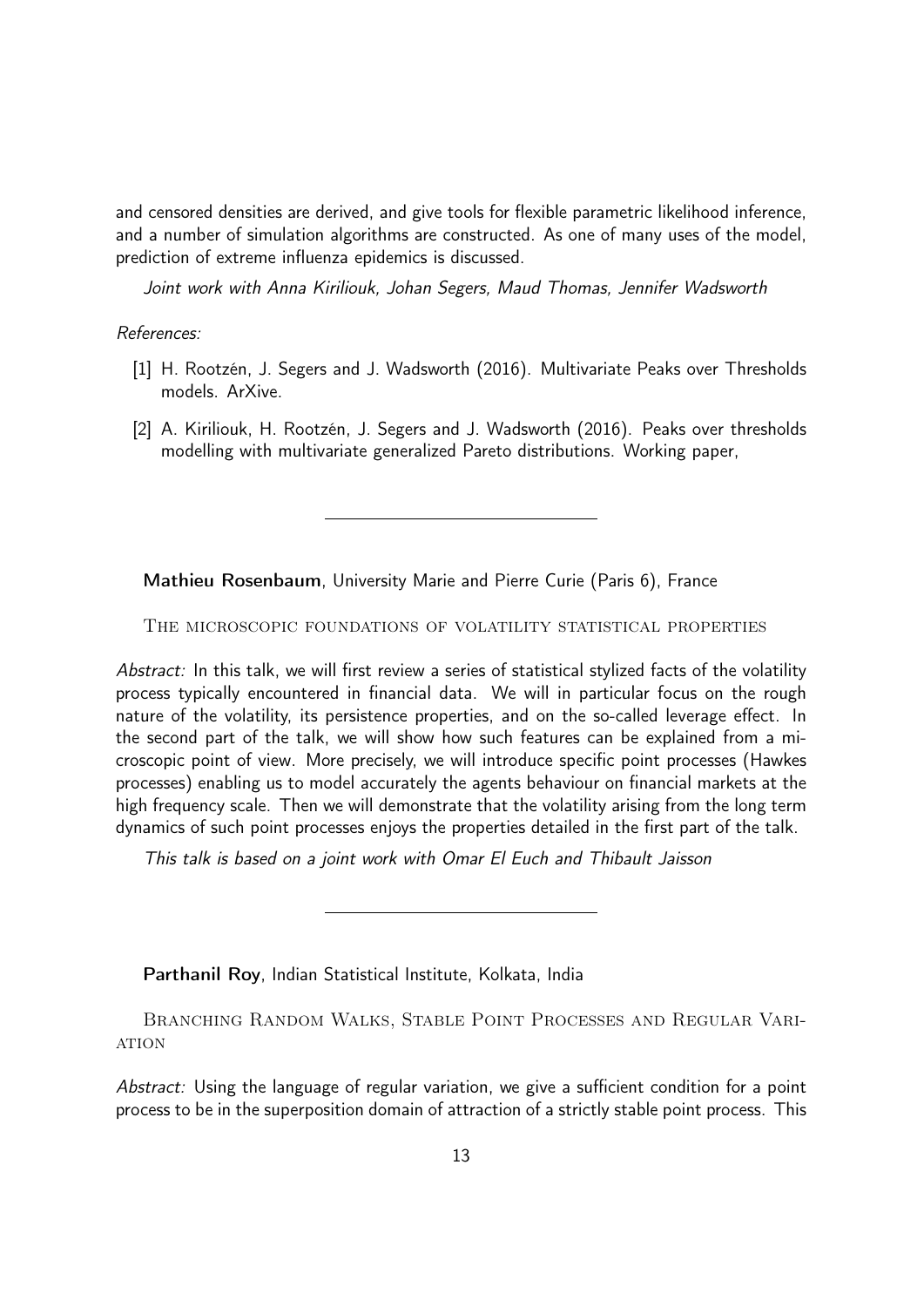and censored densities are derived, and give tools for flexible parametric likelihood inference, and a number of simulation algorithms are constructed. As one of many uses of the model, prediction of extreme influenza epidemics is discussed.

*Joint work with Anna Kiriliouk, Johan Segers, Maud Thomas, Jennifer Wadsworth*

*References:*

[1] H. Rootzén, J. Segers and J. Wadsworth (2016). Multivariate Peaks over Thresholds models. ArXive.

[2] A. Kiriliouk, H. Rootzén, J. Segers and J. Wadsworth (2016). Peaks over thresholds modelling with multivariate generalized Pareto distributions. Working paper,

---

**Mathieu Rosenbaum**, University Marie and Pierre Curie (Paris 6), France

The microscopic foundations of volatility statistical properties

*Abstract:* In this talk, we will first review a series of statistical stylized facts of the volatility process typically encountered in financial data. We will in particular focus on the rough nature of the volatility, its persistence properties, and on the so-called leverage effect. In the second part of the talk, we will show how such features can be explained from a microscopic point of view. More precisely, we will introduce specific point processes (Hawkes processes) enabling us to model accurately the agents behaviour on financial markets at the high frequency scale. Then we will demonstrate that the volatility arising from the long term dynamics of such point processes enjoys the properties detailed in the first part of the talk.

*This talk is based on a joint work with Omar El Euch and Thibault Jaisson*

---

**Parthanil Roy**, Indian Statistical Institute, Kolkata, India

Branching Random Walks, Stable Point Processes and Regular Variation

*Abstract:* Using the language of regular variation, we give a sufficient condition for a point process to be in the superposition domain of attraction of a strictly stable point process. This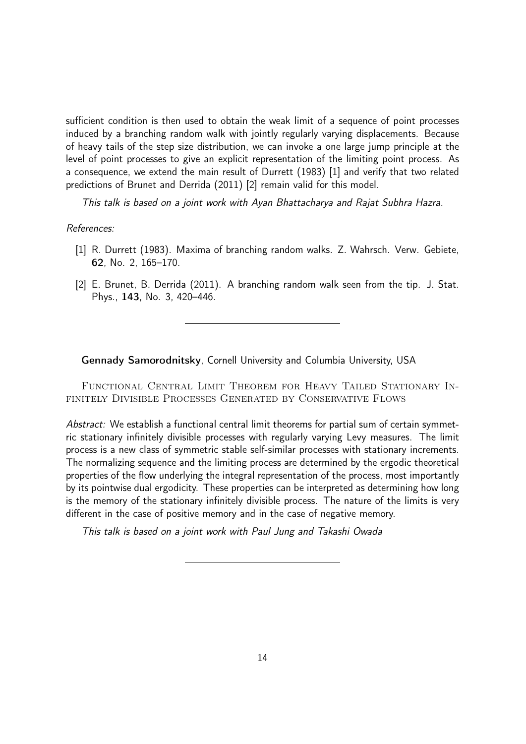sufficient condition is then used to obtain the weak limit of a sequence of point processes induced by a branching random walk with jointly regularly varying displacements. Because of heavy tails of the step size distribution, we can invoke a one large jump principle at the level of point processes to give an explicit representation of the limiting point process. As a consequence, we extend the main result of Durrett (1983) [1] and verify that two related predictions of Brunet and Derrida (2011) [2] remain valid for this model.

*This talk is based on a joint work with Ayan Bhattacharya and Rajat Subhra Hazra.*

*References:*

[1] R. Durrett (1983). Maxima of branching random walks. Z. Wahrsch. Verw. Gebiete, **62**, No. 2, 165–170.

[2] E. Brunet, B. Derrida (2011). A branching random walk seen from the tip. J. Stat. Phys., **143**, No. 3, 420–446.

---

**Gennady Samorodnitsky**, Cornell University and Columbia University, USA

Functional Central Limit Theorem for Heavy Tailed Stationary Infinitely Divisible Processes Generated by Conservative Flows

*Abstract:* We establish a functional central limit theorems for partial sum of certain symmetric stationary infinitely divisible processes with regularly varying Levy measures. The limit process is a new class of symmetric stable self-similar processes with stationary increments. The normalizing sequence and the limiting process are determined by the ergodic theoretical properties of the flow underlying the integral representation of the process, most importantly by its pointwise dual ergodicity. These properties can be interpreted as determining how long is the memory of the stationary infinitely divisible process. The nature of the limits is very different in the case of positive memory and in the case of negative memory.

*This talk is based on a joint work with Paul Jung and Takashi Owada*

---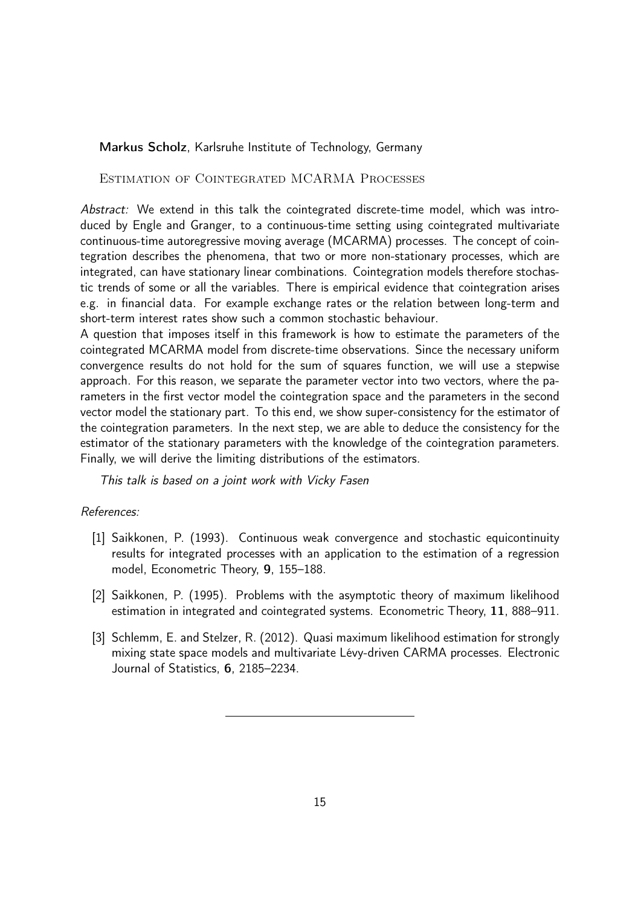**Markus Scholz**, Karlsruhe Institute of Technology, Germany

Estimation of Cointegrated MCARMA Processes

*Abstract:* We extend in this talk the cointegrated discrete-time model, which was introduced by Engle and Granger, to a continuous-time setting using cointegrated multivariate continuous-time autoregressive moving average (MCARMA) processes. The concept of cointegration describes the phenomena, that two or more non-stationary processes, which are integrated, can have stationary linear combinations. Cointegration models therefore stochastic trends of some or all the variables. There is empirical evidence that cointegration arises e.g. in financial data. For example exchange rates or the relation between long-term and short-term interest rates show such a common stochastic behaviour.

A question that imposes itself in this framework is how to estimate the parameters of the cointegrated MCARMA model from discrete-time observations. Since the necessary uniform convergence results do not hold for the sum of squares function, we will use a stepwise approach. For this reason, we separate the parameter vector into two vectors, where the parameters in the first vector model the cointegration space and the parameters in the second vector model the stationary part. To this end, we show super-consistency for the estimator of the cointegration parameters. In the next step, we are able to deduce the consistency for the estimator of the stationary parameters with the knowledge of the cointegration parameters. Finally, we will derive the limiting distributions of the estimators.

*This talk is based on a joint work with Vicky Fasen*

*References:*

[1] Saikkonen, P. (1993). Continuous weak convergence and stochastic equicontinuity results for integrated processes with an application to the estimation of a regression model, Econometric Theory, **9**, 155–188.

[2] Saikkonen, P. (1995). Problems with the asymptotic theory of maximum likelihood estimation in integrated and cointegrated systems. Econometric Theory, **11**, 888–911.

[3] Schlemm, E. and Stelzer, R. (2012). Quasi maximum likelihood estimation for strongly mixing state space models and multivariate Lévy-driven CARMA processes. Electronic Journal of Statistics, **6**, 2185–2234.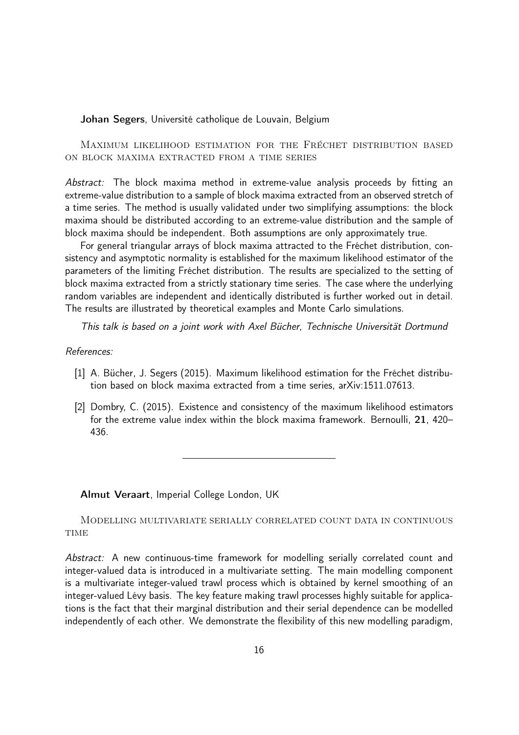**Johan Segers**, Université catholique de Louvain, Belgium

Maximum likelihood estimation for the Fréchet distribution based on block maxima extracted from a time series

*Abstract:* The block maxima method in extreme-value analysis proceeds by fitting an extreme-value distribution to a sample of block maxima extracted from an observed stretch of a time series. The method is usually validated under two simplifying assumptions: the block maxima should be distributed according to an extreme-value distribution and the sample of block maxima should be independent. Both assumptions are only approximately true.

For general triangular arrays of block maxima attracted to the Fréchet distribution, consistency and asymptotic normality is established for the maximum likelihood estimator of the parameters of the limiting Fréchet distribution. The results are specialized to the setting of block maxima extracted from a strictly stationary time series. The case where the underlying random variables are independent and identically distributed is further worked out in detail. The results are illustrated by theoretical examples and Monte Carlo simulations.

*This talk is based on a joint work with Axel Bücher, Technische Universität Dortmund*

*References:*

[1] A. Bücher, J. Segers (2015). Maximum likelihood estimation for the Fréchet distribution based on block maxima extracted from a time series, arXiv:1511.07613.

[2] Dombry, C. (2015). Existence and consistency of the maximum likelihood estimators for the extreme value index within the block maxima framework. Bernoulli, **21**, 420–436.

---

**Almut Veraart**, Imperial College London, UK

Modelling multivariate serially correlated count data in continuous time

*Abstract:* A new continuous-time framework for modelling serially correlated count and integer-valued data is introduced in a multivariate setting. The main modelling component is a multivariate integer-valued trawl process which is obtained by kernel smoothing of an integer-valued Lévy basis. The key feature making trawl processes highly suitable for applications is the fact that their marginal distribution and their serial dependence can be modelled independently of each other. We demonstrate the flexibility of this new modelling paradigm,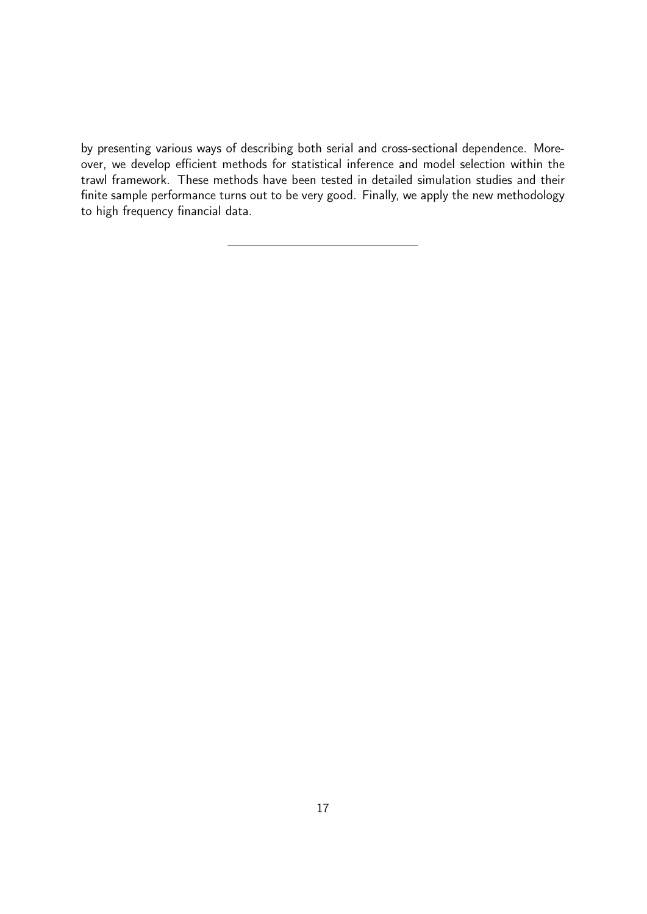by presenting various ways of describing both serial and cross-sectional dependence. Moreover, we develop efficient methods for statistical inference and model selection within the trawl framework. These methods have been tested in detailed simulation studies and their finite sample performance turns out to be very good. Finally, we apply the new methodology to high frequency financial data.

---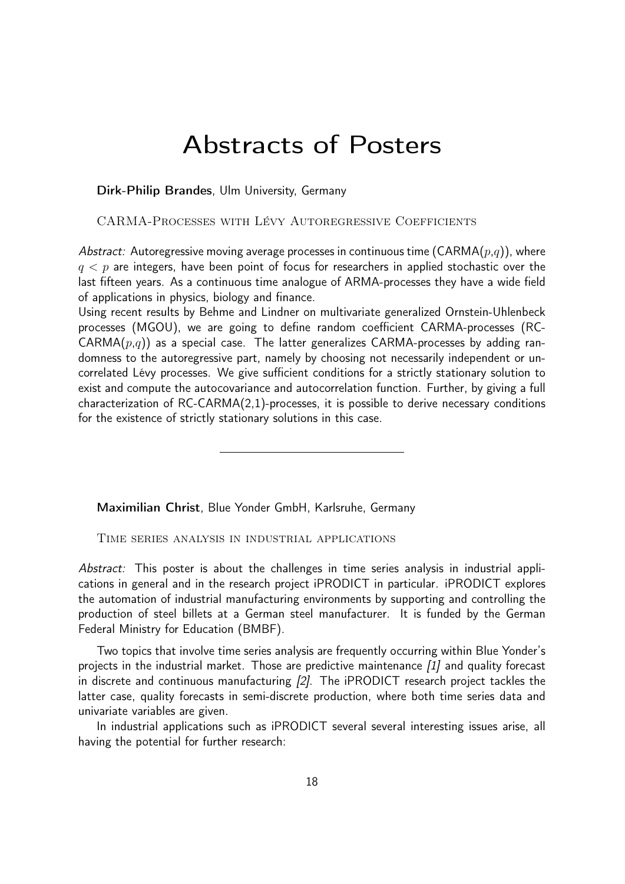# Abstracts of Posters

**Dirk-Philip Brandes**, Ulm University, Germany

CARMA-Processes with Lévy Autoregressive Coefficients

*Abstract:* Autoregressive moving average processes in continuous time (CARMA($p$,$q$)), where $q < p$ are integers, have been point of focus for researchers in applied stochastic over the last fifteen years. As a continuous time analogue of ARMA-processes they have a wide field of applications in physics, biology and finance.
Using recent results by Behme and Lindner on multivariate generalized Ornstein-Uhlenbeck processes (MGOU), we are going to define random coefficient CARMA-processes (RC-CARMA($p$,$q$)) as a special case. The latter generalizes CARMA-processes by adding randomness to the autoregressive part, namely by choosing not necessarily independent or uncorrelated Lévy processes. We give sufficient conditions for a strictly stationary solution to exist and compute the autocovariance and autocorrelation function. Further, by giving a full characterization of RC-CARMA(2,1)-processes, it is possible to derive necessary conditions for the existence of strictly stationary solutions in this case.

---

**Maximilian Christ**, Blue Yonder GmbH, Karlsruhe, Germany

Time series analysis in industrial applications

*Abstract:* This poster is about the challenges in time series analysis in industrial applications in general and in the research project iPRODICT in particular. iPRODICT explores the automation of industrial manufacturing environments by supporting and controlling the production of steel billets at a German steel manufacturer. It is funded by the German Federal Ministry for Education (BMBF).

Two topics that involve time series analysis are frequently occurring within Blue Yonder's projects in the industrial market. Those are predictive maintenance *[1]* and quality forecast in discrete and continuous manufacturing *[2]*. The iPRODICT research project tackles the latter case, quality forecasts in semi-discrete production, where both time series data and univariate variables are given.

In industrial applications such as iPRODICT several several interesting issues arise, all having the potential for further research: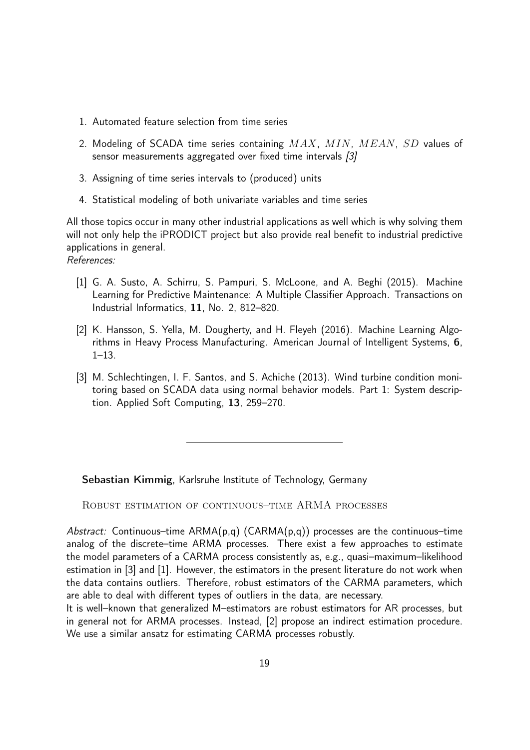1. Automated feature selection from time series
2. Modeling of SCADA time series containing $MAX$, $MIN$, $MEAN$, $SD$ values of sensor measurements aggregated over fixed time intervals *[3]*
3. Assigning of time series intervals to (produced) units
4. Statistical modeling of both univariate variables and time series

All those topics occur in many other industrial applications as well which is why solving them will not only help the iPRODICT project but also provide real benefit to industrial predictive applications in general.

*References:*

- [1] G. A. Susto, A. Schirru, S. Pampuri, S. McLoone, and A. Beghi (2015). Machine Learning for Predictive Maintenance: A Multiple Classifier Approach. Transactions on Industrial Informatics, **11**, No. 2, 812–820.
- [2] K. Hansson, S. Yella, M. Dougherty, and H. Fleyeh (2016). Machine Learning Algorithms in Heavy Process Manufacturing. American Journal of Intelligent Systems, **6**, 1–13.
- [3] M. Schlechtingen, I. F. Santos, and S. Achiche (2013). Wind turbine condition monitoring based on SCADA data using normal behavior models. Part 1: System description. Applied Soft Computing, **13**, 259–270.

---

**Sebastian Kimmig**, Karlsruhe Institute of Technology, Germany

ROBUST ESTIMATION OF CONTINUOUS–TIME ARMA PROCESSES

*Abstract:* Continuous–time ARMA(p,q) (CARMA(p,q)) processes are the continuous–time analog of the discrete–time ARMA processes. There exist a few approaches to estimate the model parameters of a CARMA process consistently as, e.g., quasi–maximum–likelihood estimation in [3] and [1]. However, the estimators in the present literature do not work when the data contains outliers. Therefore, robust estimators of the CARMA parameters, which are able to deal with different types of outliers in the data, are necessary.

It is well–known that generalized M–estimators are robust estimators for AR processes, but in general not for ARMA processes. Instead, [2] propose an indirect estimation procedure. We use a similar ansatz for estimating CARMA processes robustly.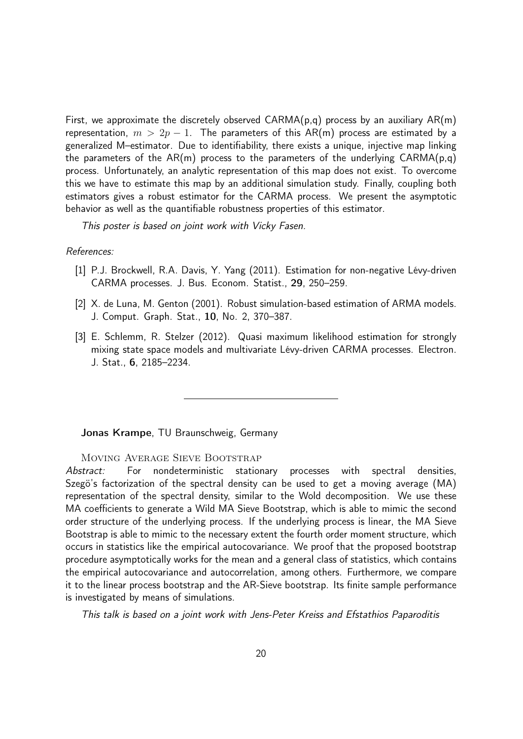First, we approximate the discretely observed CARMA(p,q) process by an auxiliary AR(m) representation, $m > 2p - 1$. The parameters of this AR(m) process are estimated by a generalized M–estimator. Due to identifiability, there exists a unique, injective map linking the parameters of the AR(m) process to the parameters of the underlying CARMA(p,q) process. Unfortunately, an analytic representation of this map does not exist. To overcome this we have to estimate this map by an additional simulation study. Finally, coupling both estimators gives a robust estimator for the CARMA process. We present the asymptotic behavior as well as the quantifiable robustness properties of this estimator.

*This poster is based on joint work with Vicky Fasen.*

*References:*

[1] P.J. Brockwell, R.A. Davis, Y. Yang (2011). Estimation for non-negative Lévy-driven CARMA processes. J. Bus. Econom. Statist., **29**, 250–259.

[2] X. de Luna, M. Genton (2001). Robust simulation-based estimation of ARMA models. J. Comput. Graph. Stat., **10**, No. 2, 370–387.

[3] E. Schlemm, R. Stelzer (2012). Quasi maximum likelihood estimation for strongly mixing state space models and multivariate Lévy-driven CARMA processes. Electron. J. Stat., **6**, 2185–2234.

---

**Jonas Krampe**, TU Braunschweig, Germany

Moving Average Sieve Bootstrap

*Abstract:* For nondeterministic stationary processes with spectral densities, Szegö's factorization of the spectral density can be used to get a moving average (MA) representation of the spectral density, similar to the Wold decomposition. We use these MA coefficients to generate a Wild MA Sieve Bootstrap, which is able to mimic the second order structure of the underlying process. If the underlying process is linear, the MA Sieve Bootstrap is able to mimic to the necessary extent the fourth order moment structure, which occurs in statistics like the empirical autocovariance. We proof that the proposed bootstrap procedure asymptotically works for the mean and a general class of statistics, which contains the empirical autocovariance and autocorrelation, among others. Furthermore, we compare it to the linear process bootstrap and the AR-Sieve bootstrap. Its finite sample performance is investigated by means of simulations.

*This talk is based on a joint work with Jens-Peter Kreiss and Efstathios Paparoditis*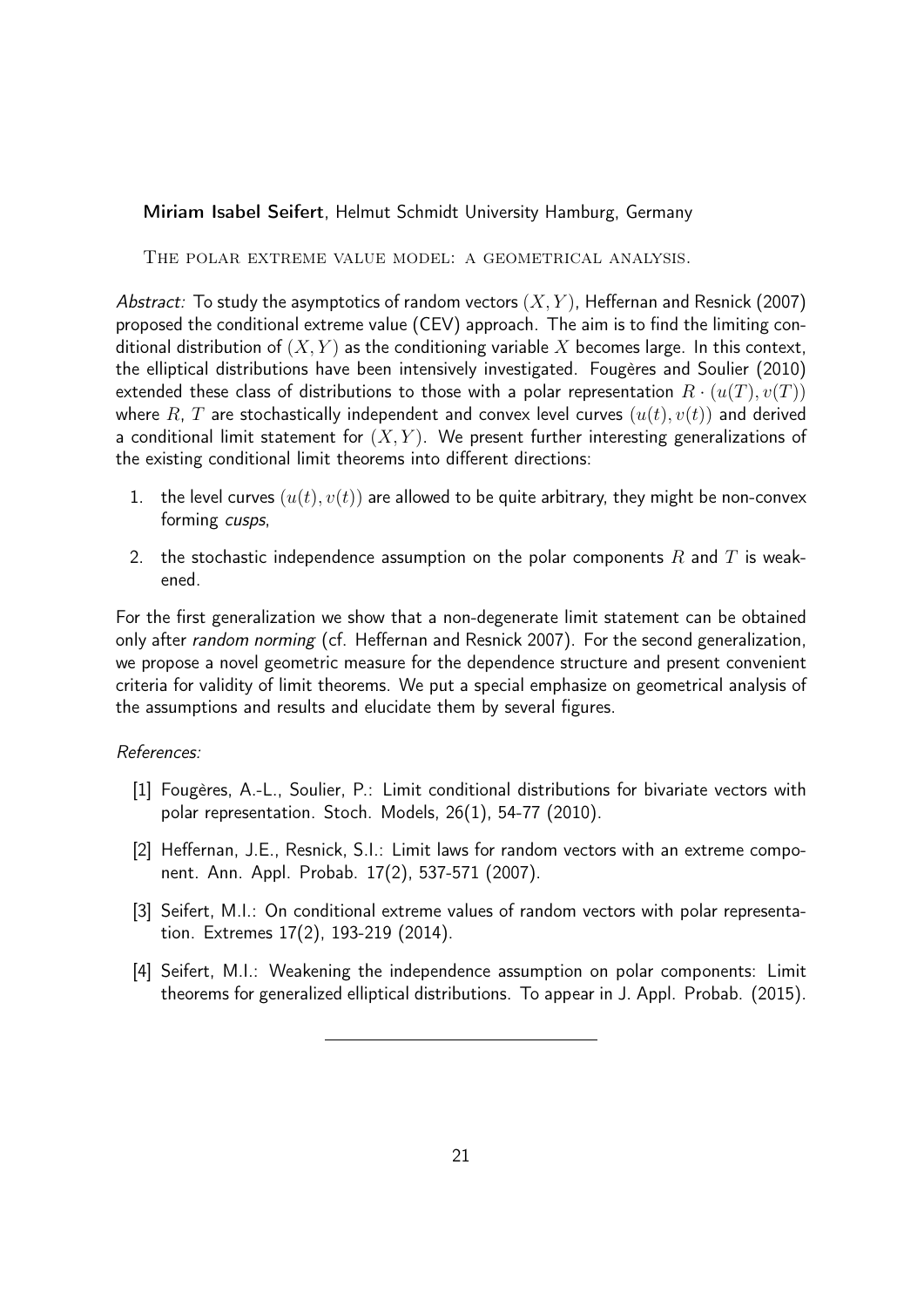**Miriam Isabel Seifert**, Helmut Schmidt University Hamburg, Germany

THE POLAR EXTREME VALUE MODEL: A GEOMETRICAL ANALYSIS.

*Abstract:* To study the asymptotics of random vectors $(X, Y)$, Heffernan and Resnick (2007) proposed the conditional extreme value (CEV) approach. The aim is to find the limiting conditional distribution of $(X, Y)$ as the conditioning variable $X$ becomes large. In this context, the elliptical distributions have been intensively investigated. Fougères and Soulier (2010) extended these class of distributions to those with a polar representation $R \cdot (u(T), v(T))$ where $R$, $T$ are stochastically independent and convex level curves $(u(t), v(t))$ and derived a conditional limit statement for $(X, Y)$. We present further interesting generalizations of the existing conditional limit theorems into different directions:

1. the level curves $(u(t), v(t))$ are allowed to be quite arbitrary, they might be non-convex forming *cusps*,
2. the stochastic independence assumption on the polar components $R$ and $T$ is weakened.

For the first generalization we show that a non-degenerate limit statement can be obtained only after *random norming* (cf. Heffernan and Resnick 2007). For the second generalization, we propose a novel geometric measure for the dependence structure and present convenient criteria for validity of limit theorems. We put a special emphasize on geometrical analysis of the assumptions and results and elucidate them by several figures.

*References:*

[1] Fougères, A.-L., Soulier, P.: Limit conditional distributions for bivariate vectors with polar representation. Stoch. Models, 26(1), 54-77 (2010).

[2] Heffernan, J.E., Resnick, S.I.: Limit laws for random vectors with an extreme component. Ann. Appl. Probab. 17(2), 537-571 (2007).

[3] Seifert, M.I.: On conditional extreme values of random vectors with polar representation. Extremes 17(2), 193-219 (2014).

[4] Seifert, M.I.: Weakening the independence assumption on polar components: Limit theorems for generalized elliptical distributions. To appear in J. Appl. Probab. (2015).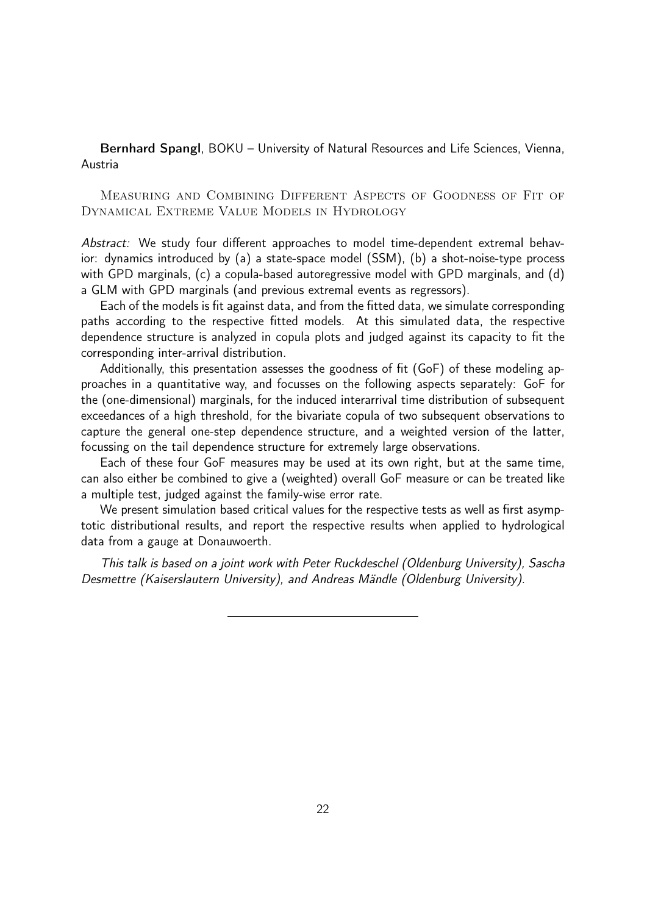**Bernhard Spangl**, BOKU – University of Natural Resources and Life Sciences, Vienna, Austria

## Measuring and Combining Different Aspects of Goodness of Fit of Dynamical Extreme Value Models in Hydrology

*Abstract:* We study four different approaches to model time-dependent extremal behavior: dynamics introduced by (a) a state-space model (SSM), (b) a shot-noise-type process with GPD marginals, (c) a copula-based autoregressive model with GPD marginals, and (d) a GLM with GPD marginals (and previous extremal events as regressors).

Each of the models is fit against data, and from the fitted data, we simulate corresponding paths according to the respective fitted models. At this simulated data, the respective dependence structure is analyzed in copula plots and judged against its capacity to fit the corresponding inter-arrival distribution.

Additionally, this presentation assesses the goodness of fit (GoF) of these modeling approaches in a quantitative way, and focusses on the following aspects separately: GoF for the (one-dimensional) marginals, for the induced interarrival time distribution of subsequent exceedances of a high threshold, for the bivariate copula of two subsequent observations to capture the general one-step dependence structure, and a weighted version of the latter, focussing on the tail dependence structure for extremely large observations.

Each of these four GoF measures may be used at its own right, but at the same time, can also either be combined to give a (weighted) overall GoF measure or can be treated like a multiple test, judged against the family-wise error rate.

We present simulation based critical values for the respective tests as well as first asymptotic distributional results, and report the respective results when applied to hydrological data from a gauge at Donauwoerth.

*This talk is based on a joint work with Peter Ruckdeschel (Oldenburg University), Sascha Desmettre (Kaiserslautern University), and Andreas Mändle (Oldenburg University).*

---